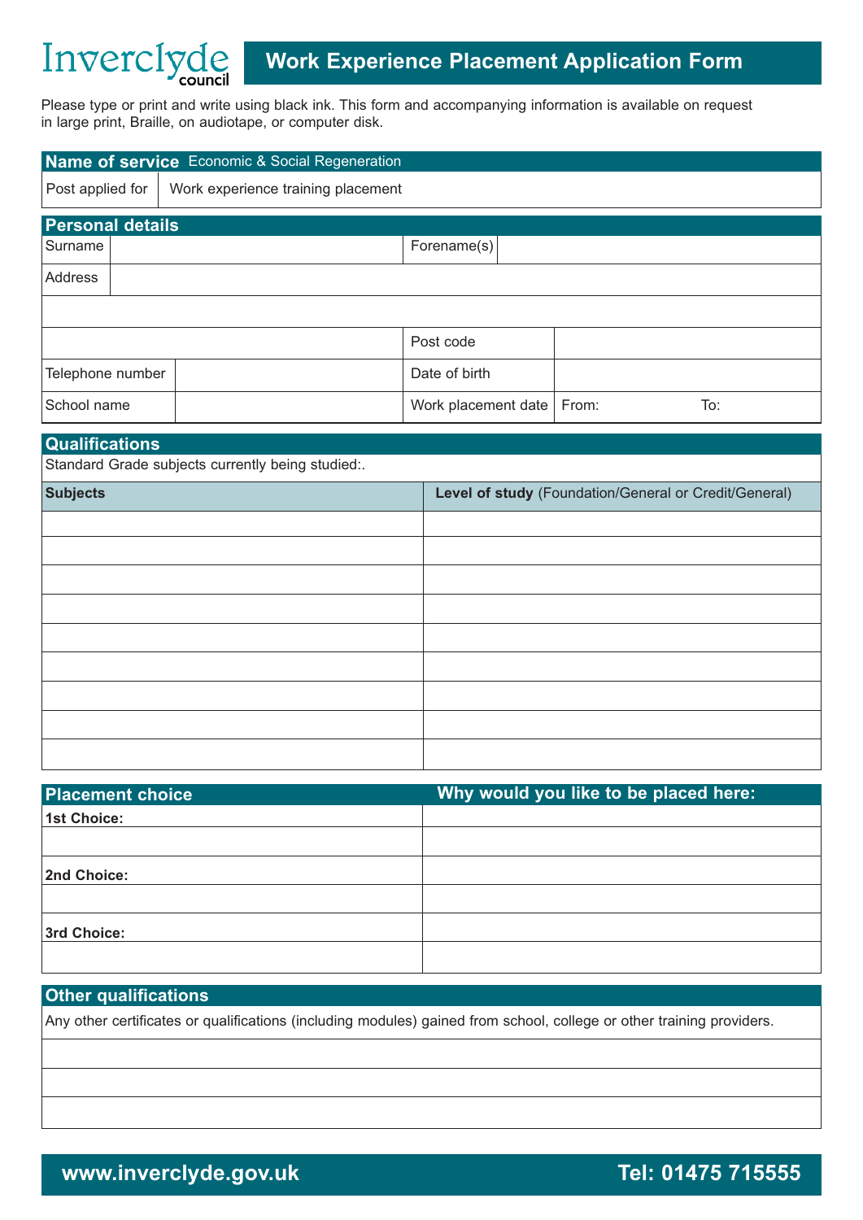Inverclyde council

# Work Experience Placement Application Form

Please type or print and write using black ink. This form and accompanying information is available on request in large print, Braille, on audiotape, or computer disk.

| **Name of service** | Economic & Social Regeneration |
|---|---|
| Post applied for | Work experience training placement |

## Personal details

| | | | |
|---|---|---|---|
| Surname | | Forename(s) | |
| Address | | | |
| | | | |
| | | Post code | |
| Telephone number | | Date of birth | |
| School name | | Work placement date | From: To: |

## Qualifications

Standard Grade subjects currently being studied:.

| **Subjects** | **Level of study** (Foundation/General or Credit/General) |
|---|---|
| | |
| | |
| | |
| | |
| | |
| | |
| | |
| | |
| | |

| **Placement choice** | **Why would you like to be placed here:** |
|---|---|
| **1st Choice:** | |
| | |
| **2nd Choice:** | |
| | |
| **3rd Choice:** | |
| | |

## Other qualifications

Any other certificates or qualifications (including modules) gained from school, college or other training providers.

| |
|---|
| |
| |
| |

**www.inverclyde.gov.uk** **Tel: 01475 715555**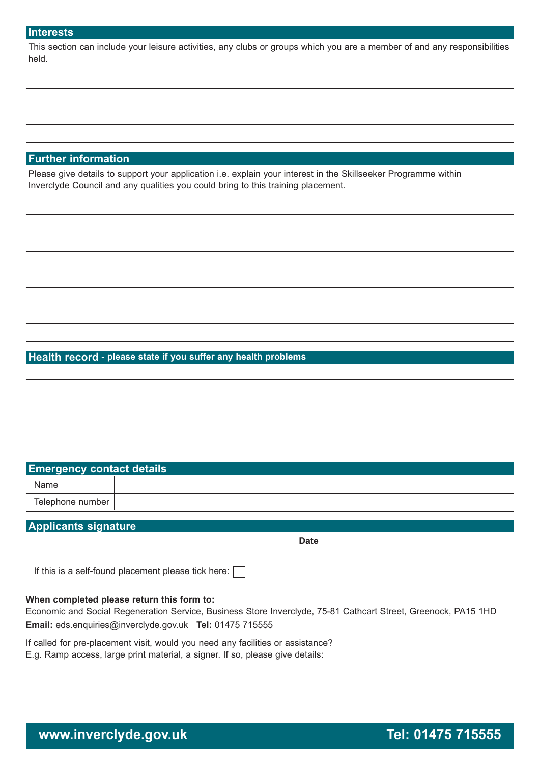## Interests

This section can include your leisure activities, any clubs or groups which you are a member of and any responsibilities held.

## Further information

Please give details to support your application i.e. explain your interest in the Skillseeker Programme within Inverclyde Council and any qualities you could bring to this training placement.

## Health record - please state if you suffer any health problems

## Emergency contact details

| | |
|---|---|
| Name | |
| Telephone number | |

## Applicants signature

| | | | |
|---|---|---|---|
| | | **Date** | |

If this is a self-found placement please tick here: ☐

**When completed please return this form to:**
Economic and Social Regeneration Service, Business Store Inverclyde, 75-81 Cathcart Street, Greenock, PA15 1HD
**Email:** eds.enquiries@inverclyde.gov.uk **Tel:** 01475 715555

If called for pre-placement visit, would you need any facilities or assistance?
E.g. Ramp access, large print material, a signer. If so, please give details:

**www.inverclyde.gov.uk** **Tel: 01475 715555**